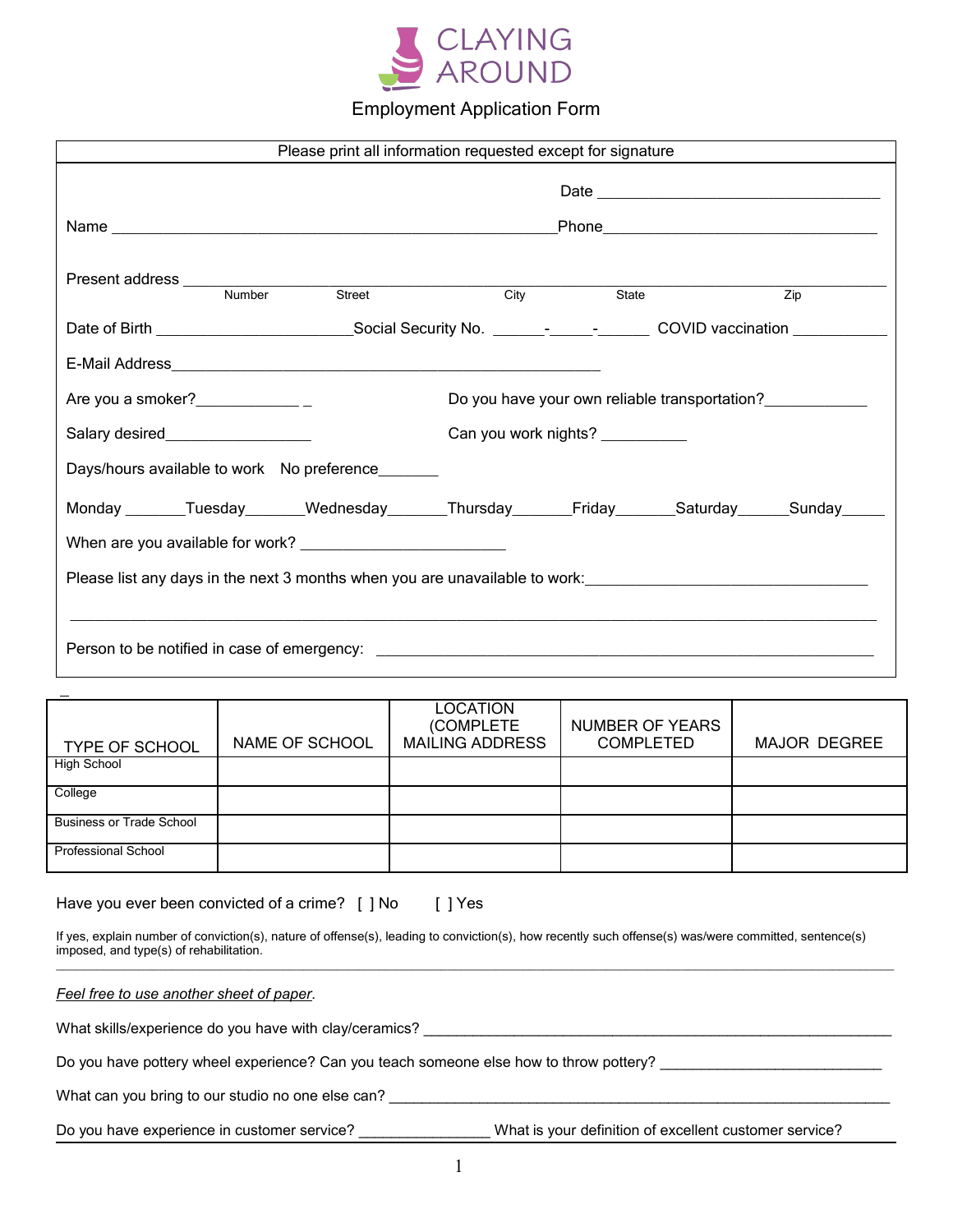# CLAYING AROUND

## Employment Application Form

Please print all information requested except for signature

Date ________________________________

Name ____________________________________________________ Phone ________________________________

Present address ______________________________________________________________________________
Number Street City State Zip

Date of Birth _______________________ Social Security No. ______-_____-______ COVID vaccination ___________

E-Mail Address __________________________________________________

Are you a smoker? ____________ _ Do you have your own reliable transportation? ____________

Salary desired _________________ Can you work nights? __________

Days/hours available to work No preference _______

Monday _______ Tuesday _______ Wednesday _______ Thursday _______ Friday _______ Saturday ______ Sunday _____

When are you available for work? ________________________

Please list any days in the next 3 months when you are unavailable to work: _________________________________

_____________________________________________________________________________________________

Person to be notified in case of emergency: __________________________________________________________

| TYPE OF SCHOOL | NAME OF SCHOOL | LOCATION (COMPLETE MAILING ADDRESS | NUMBER OF YEARS COMPLETED | MAJOR DEGREE |
|---|---|---|---|---|
| High School | | | | |
| College | | | | |
| Business or Trade School | | | | |
| Professional School | | | | |

Have you ever been convicted of a crime? [ ] No [ ] Yes

If yes, explain number of conviction(s), nature of offense(s), leading to conviction(s), how recently such offense(s) was/were committed, sentence(s) imposed, and type(s) of rehabilitation.

_____________________________________________________________________________________________

*Feel free to use another sheet of paper.*

What skills/experience do you have with clay/ceramics? ___________________________________________________________

Do you have pottery wheel experience? Can you teach someone else how to throw pottery? __________________________

What can you bring to our studio no one else can? ______________________________________________________________

Do you have experience in customer service? _______________ What is your definition of excellent customer service?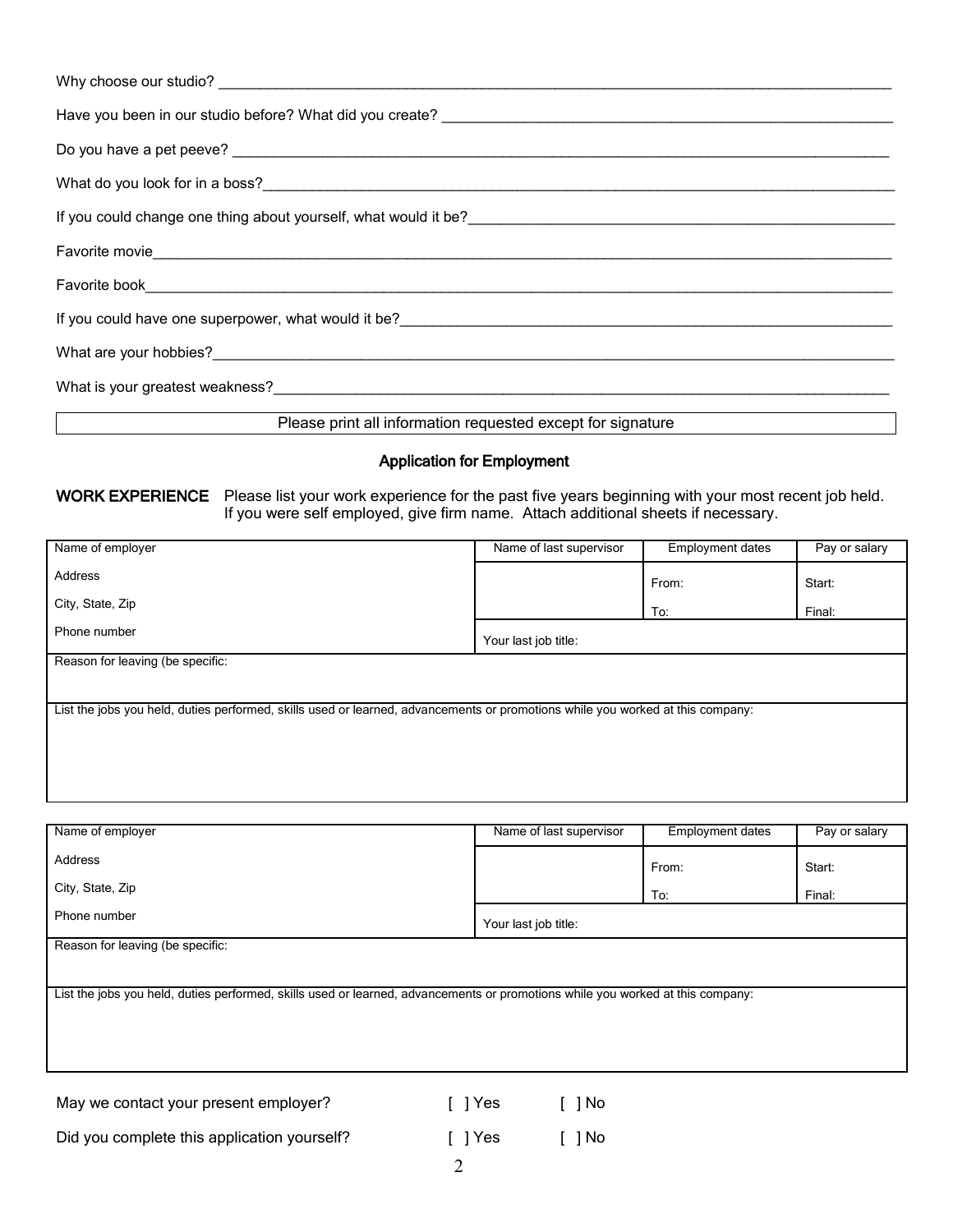Why choose our studio? ____________________________________________________________________________

Have you been in our studio before? What did you create? ______________________________________________

Do you have a pet peeve? __________________________________________________________________________

What do you look for in a boss?______________________________________________________________________

If you could change one thing about yourself, what would it be?___________________________________________

Favorite movie___________________________________________________________________________________

Favorite book____________________________________________________________________________________

If you could have one superpower, what would it be?____________________________________________________

What are your hobbies?____________________________________________________________________________

What is your greatest weakness?_____________________________________________________________________

Please print all information requested except for signature

## Application for Employment

**WORK EXPERIENCE** Please list your work experience for the past five years beginning with your most recent job held. If you were self employed, give firm name. Attach additional sheets if necessary.

| Name of employer | Name of last supervisor | Employment dates | Pay or salary |
|---|---|---|---|
| Address | | From: | Start: |
| City, State, Zip | | To: | Final: |
| Phone number | Your last job title: | | |
| Reason for leaving (be specific: | | | |
| List the jobs you held, duties performed, skills used or learned, advancements or promotions while you worked at this company: | | | |

| Name of employer | Name of last supervisor | Employment dates | Pay or salary |
|---|---|---|---|
| Address | | From: | Start: |
| City, State, Zip | | To: | Final: |
| Phone number | Your last job title: | | |
| Reason for leaving (be specific: | | | |
| List the jobs you held, duties performed, skills used or learned, advancements or promotions while you worked at this company: | | | |

May we contact your present employer? [ ] Yes [ ] No

Did you complete this application yourself? [ ] Yes [ ] No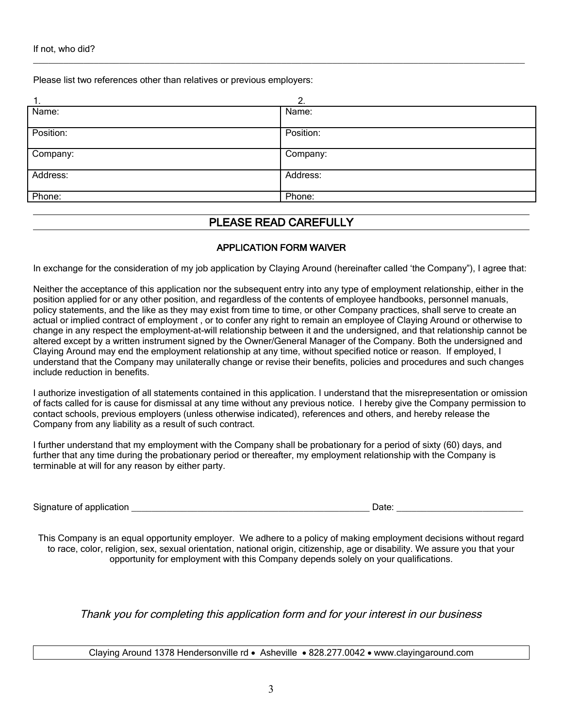If not, who did?

---

Please list two references other than relatives or previous employers:

| 1. | 2. |
|---|---|
| Name: | Name: |
| Position: | Position: |
| Company: | Company: |
| Address: | Address: |
| Phone: | Phone: |

## PLEASE READ CAREFULLY

### APPLICATION FORM WAIVER

In exchange for the consideration of my job application by Claying Around (hereinafter called 'the Company"), I agree that:

Neither the acceptance of this application nor the subsequent entry into any type of employment relationship, either in the position applied for or any other position, and regardless of the contents of employee handbooks, personnel manuals, policy statements, and the like as they may exist from time to time, or other Company practices, shall serve to create an actual or implied contract of employment , or to confer any right to remain an employee of Claying Around or otherwise to change in any respect the employment-at-will relationship between it and the undersigned, and that relationship cannot be altered except by a written instrument signed by the Owner/General Manager of the Company. Both the undersigned and Claying Around may end the employment relationship at any time, without specified notice or reason. If employed, I understand that the Company may unilaterally change or revise their benefits, policies and procedures and such changes include reduction in benefits.

I authorize investigation of all statements contained in this application. I understand that the misrepresentation or omission of facts called for is cause for dismissal at any time without any previous notice. I hereby give the Company permission to contact schools, previous employers (unless otherwise indicated), references and others, and hereby release the Company from any liability as a result of such contract.

I further understand that my employment with the Company shall be probationary for a period of sixty (60) days, and further that any time during the probationary period or thereafter, my employment relationship with the Company is terminable at will for any reason by either party.

Signature of application ________________________________________ Date: ____________________

This Company is an equal opportunity employer. We adhere to a policy of making employment decisions without regard to race, color, religion, sex, sexual orientation, national origin, citizenship, age or disability. We assure you that your opportunity for employment with this Company depends solely on your qualifications.

*Thank you for completing this application form and for your interest in our business*

Claying Around 1378 Hendersonville rd • Asheville • 828.277.0042 • www.clayingaround.com